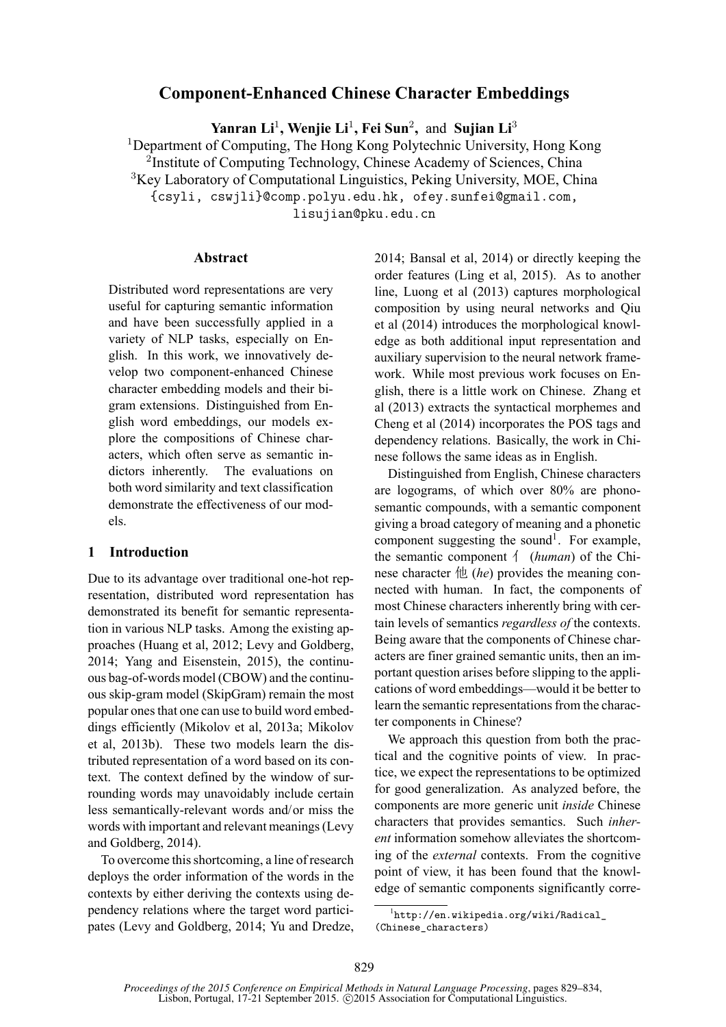# Component-Enhanced Chinese Character Embeddings

**Yanran Li[1], Wenjie Li[1], Fei Sun[2], and Sujian Li[3]**

[1]Department of Computing, The Hong Kong Polytechnic University, Hong Kong
[2]Institute of Computing Technology, Chinese Academy of Sciences, China
[3]Key Laboratory of Computational Linguistics, Peking University, MOE, China
{csyli, cswjli}@comp.polyu.edu.hk, ofey.sunfei@gmail.com, lisujian@pku.edu.cn

## Abstract

Distributed word representations are very useful for capturing semantic information and have been successfully applied in a variety of NLP tasks, especially on English. In this work, we innovatively develop two component-enhanced Chinese character embedding models and their bigram extensions. Distinguished from English word embeddings, our models explore the compositions of Chinese characters, which often serve as semantic indictors inherently. The evaluations on both word similarity and text classification demonstrate the effectiveness of our models.

## 1 Introduction

Due to its advantage over traditional one-hot representation, distributed word representation has demonstrated its benefit for semantic representation in various NLP tasks. Among the existing approaches (Huang et al, 2012; Levy and Goldberg, 2014; Yang and Eisenstein, 2015), the continuous bag-of-words model (CBOW) and the continuous skip-gram model (SkipGram) remain the most popular ones that one can use to build word embeddings efficiently (Mikolov et al, 2013a; Mikolov et al, 2013b). These two models learn the distributed representation of a word based on its context. The context defined by the window of surrounding words may unavoidably include certain less semantically-relevant words and/ or miss the words with important and relevant meanings (Levy and Goldberg, 2014).

To overcome this shortcoming, a line of research deploys the order information of the words in the contexts by either deriving the contexts using dependency relations where the target word participates (Levy and Goldberg, 2014; Yu and Dredze, 2014; Bansal et al, 2014) or directly keeping the order features (Ling et al, 2015). As to another line, Luong et al (2013) captures morphological composition by using neural networks and Qiu et al (2014) introduces the morphological knowledge as both additional input representation and auxiliary supervision to the neural network framework. While most previous work focuses on English, there is a little work on Chinese. Zhang et al (2013) extracts the syntactical morphemes and Cheng et al (2014) incorporates the POS tags and dependency relations. Basically, the work in Chinese follows the same ideas as in English.

Distinguished from English, Chinese characters are logograms, of which over 80% are phono-semantic compounds, with a semantic component giving a broad category of meaning and a phonetic component suggesting the sound[1]. For example, the semantic component 亻 (*human*) of the Chinese character 他 (*he*) provides the meaning connected with human. In fact, the components of most Chinese characters inherently bring with certain levels of semantics *regardless of* the contexts. Being aware that the components of Chinese characters are finer grained semantic units, then an important question arises before slipping to the applications of word embeddings—would it be better to learn the semantic representations from the character components in Chinese?

We approach this question from both the practical and the cognitive points of view. In practice, we expect the representations to be optimized for good generalization. As analyzed before, the components are more generic unit *inside* Chinese characters that provides semantics. Such *inherent* information somehow alleviates the shortcoming of the *external* contexts. From the cognitive point of view, it has been found that the knowledge of semantic components significantly corre-

[1]http://en.wikipedia.org/wiki/Radical_(Chinese_characters)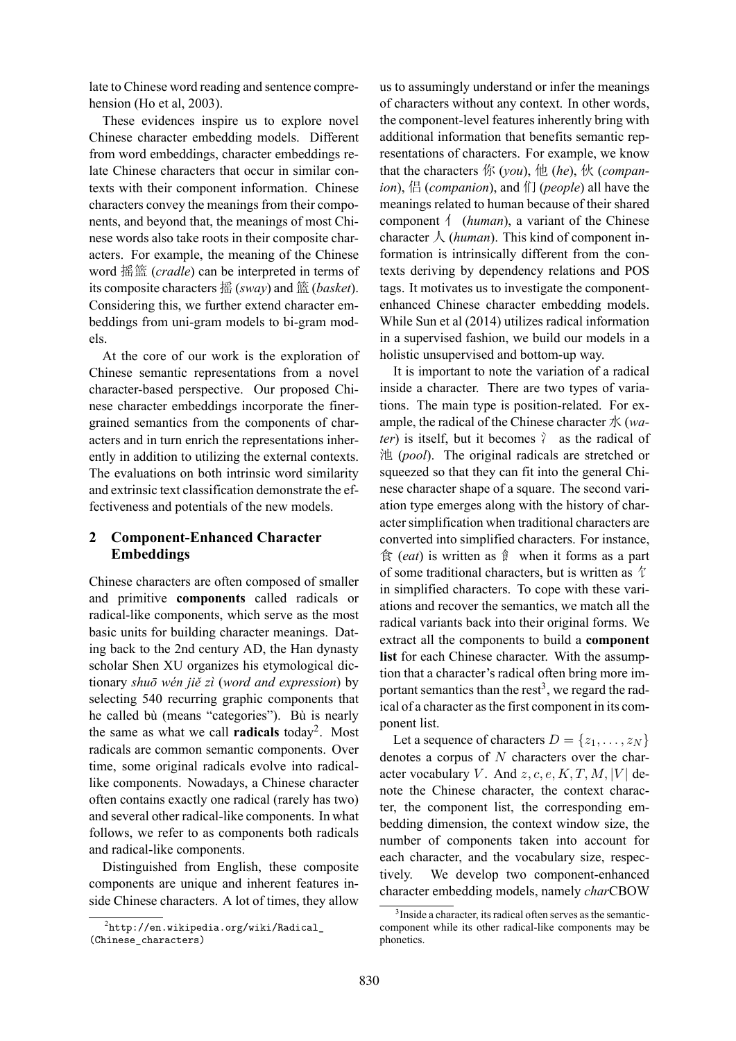late to Chinese word reading and sentence comprehension (Ho et al, 2003).

These evidences inspire us to explore novel Chinese character embedding models. Different from word embeddings, character embeddings relate Chinese characters that occur in similar contexts with their component information. Chinese characters convey the meanings from their components, and beyond that, the meanings of most Chinese words also take roots in their composite characters. For example, the meaning of the Chinese word 摇篮 (*cradle*) can be interpreted in terms of its composite characters 摇 (*sway*) and 篮 (*basket*). Considering this, we further extend character embeddings from uni-gram models to bi-gram models.

At the core of our work is the exploration of Chinese semantic representations from a novel character-based perspective. Our proposed Chinese character embeddings incorporate the finer-grained semantics from the components of characters and in turn enrich the representations inherently in addition to utilizing the external contexts. The evaluations on both intrinsic word similarity and extrinsic text classification demonstrate the effectiveness and potentials of the new models.

## 2 Component-Enhanced Character Embeddings

Chinese characters are often composed of smaller and primitive **components** called radicals or radical-like components, which serve as the most basic units for building character meanings. Dating back to the 2nd century AD, the Han dynasty scholar Shen XU organizes his etymological dictionary *shuō wén jiě zì* (*word and expression*) by selecting 540 recurring graphic components that he called bù (means "categories"). Bù is nearly the same as what we call **radicals** today[2]. Most radicals are common semantic components. Over time, some original radicals evolve into radical-like components. Nowadays, a Chinese character often contains exactly one radical (rarely has two) and several other radical-like components. In what follows, we refer to as components both radicals and radical-like components.

Distinguished from English, these composite components are unique and inherent features inside Chinese characters. A lot of times, they allow us to assumingly understand or infer the meanings of characters without any context. In other words, the component-level features inherently bring with additional information that benefits semantic representations of characters. For example, we know that the characters 你 (*you*), 他 (*he*), 伙 (*companion*), 侣 (*companion*), and 们 (*people*) all have the meanings related to human because of their shared component 亻 (*human*), a variant of the Chinese character 人 (*human*). This kind of component information is intrinsically different from the contexts deriving by dependency relations and POS tags. It motivates us to investigate the component-enhanced Chinese character embedding models. While Sun et al (2014) utilizes radical information in a supervised fashion, we build our models in a holistic unsupervised and bottom-up way.

It is important to note the variation of a radical inside a character. There are two types of variations. The main type is position-related. For example, the radical of the Chinese character 水 (*water*) is itself, but it becomes 氵 as the radical of 池 (*pool*). The original radicals are stretched or squeezed so that they can fit into the general Chinese character shape of a square. The second variation type emerges along with the history of character simplification when traditional characters are converted into simplified characters. For instance, 食 (*eat*) is written as 飠 when it forms as a part of some traditional characters, but is written as 饣 in simplified characters. To cope with these variations and recover the semantics, we match all the radical variants back into their original forms. We extract all the components to build a **component list** for each Chinese character. With the assumption that a character's radical often bring more important semantics than the rest[3], we regard the radical of a character as the first component in its component list.

Let a sequence of characters $D = \{z_1, \ldots, z_N\}$ denotes a corpus of $N$ characters over the character vocabulary $V$. And $z, c, e, K, T, M, |V|$ denote the Chinese character, the context character, the component list, the corresponding embedding dimension, the context window size, the number of components taken into account for each character, and the vocabulary size, respectively. We develop two component-enhanced character embedding models, namely *char*CBOW

[2] http://en.wikipedia.org/wiki/Radical_(Chinese_characters)

[3] Inside a character, its radical often serves as the semantic-component while its other radical-like components may be phonetics.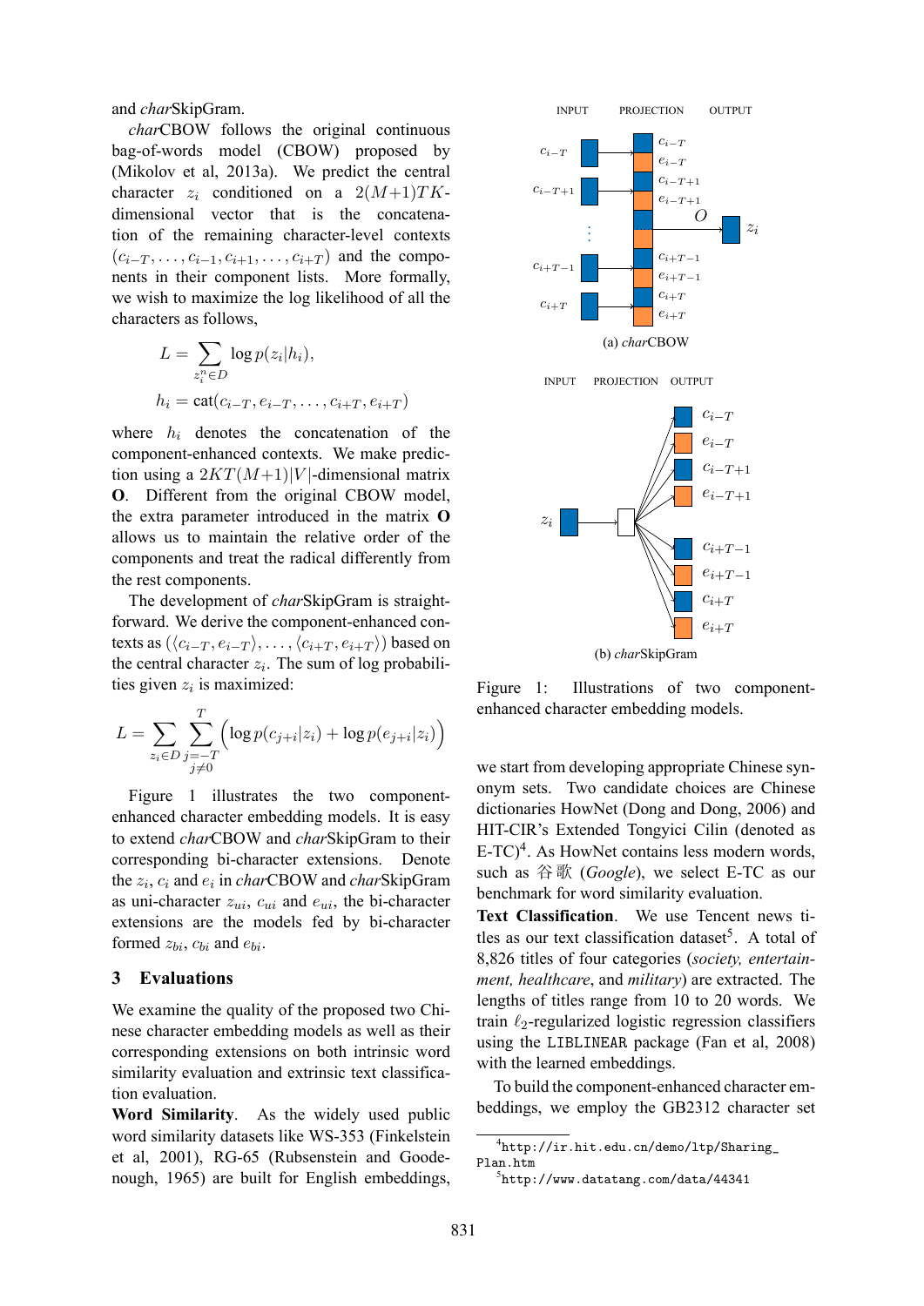and *char*SkipGram.

*char*CBOW follows the original continuous bag-of-words model (CBOW) proposed by (Mikolov et al, 2013a). We predict the central character $z_i$ conditioned on a $2(M+1)TK$-dimensional vector that is the concatenation of the remaining character-level contexts $(c_{i-T}, \dots, c_{i-1}, c_{i+1}, \dots, c_{i+T})$ and the components in their component lists. More formally, we wish to maximize the log likelihood of all the characters as follows,

$$L = \sum_{z_i^n \in D} \log p(z_i|h_i),$$

$$h_i = \text{cat}(c_{i-T}, e_{i-T}, \dots, c_{i+T}, e_{i+T})$$

where $h_i$ denotes the concatenation of the component-enhanced contexts. We make prediction using a $2KT(M+1)|V|$-dimensional matrix $\mathbf{O}$. Different from the original CBOW model, the extra parameter introduced in the matrix $\mathbf{O}$ allows us to maintain the relative order of the components and treat the radical differently from the rest components.

The development of *char*SkipGram is straightforward. We derive the component-enhanced contexts as $(\langle c_{i-T}, e_{i-T} \rangle, \dots, \langle c_{i+T}, e_{i+T} \rangle)$ based on the central character $z_i$. The sum of log probabilities given $z_i$ is maximized:

$$L = \sum_{z_i \in D} \sum_{\substack{j=-T \\ j \neq 0}}^{T} \Big( \log p(c_{j+i}|z_i) + \log p(e_{j+i}|z_i) \Big)$$

Figure 1 illustrates the two component-enhanced character embedding models. It is easy to extend *char*CBOW and *char*SkipGram to their corresponding bi-character extensions. Denote the $z_i$, $c_i$ and $e_i$ in *char*CBOW and *char*SkipGram as uni-character $z_{ui}$, $c_{ui}$ and $e_{ui}$, the bi-character extensions are the models fed by bi-character formed $z_{bi}$, $c_{bi}$ and $e_{bi}$.

(a) *char*CBOW

(b) *char*SkipGram

Figure 1: Illustrations of two component-enhanced character embedding models.

## 3 Evaluations

We examine the quality of the proposed two Chinese character embedding models as well as their corresponding extensions on both intrinsic word similarity evaluation and extrinsic text classification evaluation.

**Word Similarity**. As the widely used public word similarity datasets like WS-353 (Finkelstein et al, 2001), RG-65 (Rubsenstein and Goodenough, 1965) are built for English embeddings, we start from developing appropriate Chinese synonym sets. Two candidate choices are Chinese dictionaries HowNet (Dong and Dong, 2006) and HIT-CIR's Extended Tongyici Cilin (denoted as E-TC)[4]. As HowNet contains less modern words, such as 谷歌 (*Google*), we select E-TC as our benchmark for word similarity evaluation.

**Text Classification**. We use Tencent news titles as our text classification dataset[5]. A total of 8,826 titles of four categories (*society, entertainment, healthcare*, and *military*) are extracted. The lengths of titles range from 10 to 20 words. We train $\ell_2$-regularized logistic regression classifiers using the `LIBLINEAR` package (Fan et al, 2008) with the learned embeddings.

To build the component-enhanced character embeddings, we employ the GB2312 character set

[4] `http://ir.hit.edu.cn/demo/ltp/Sharing_Plan.htm`

[5] `http://www.datatang.com/data/44341`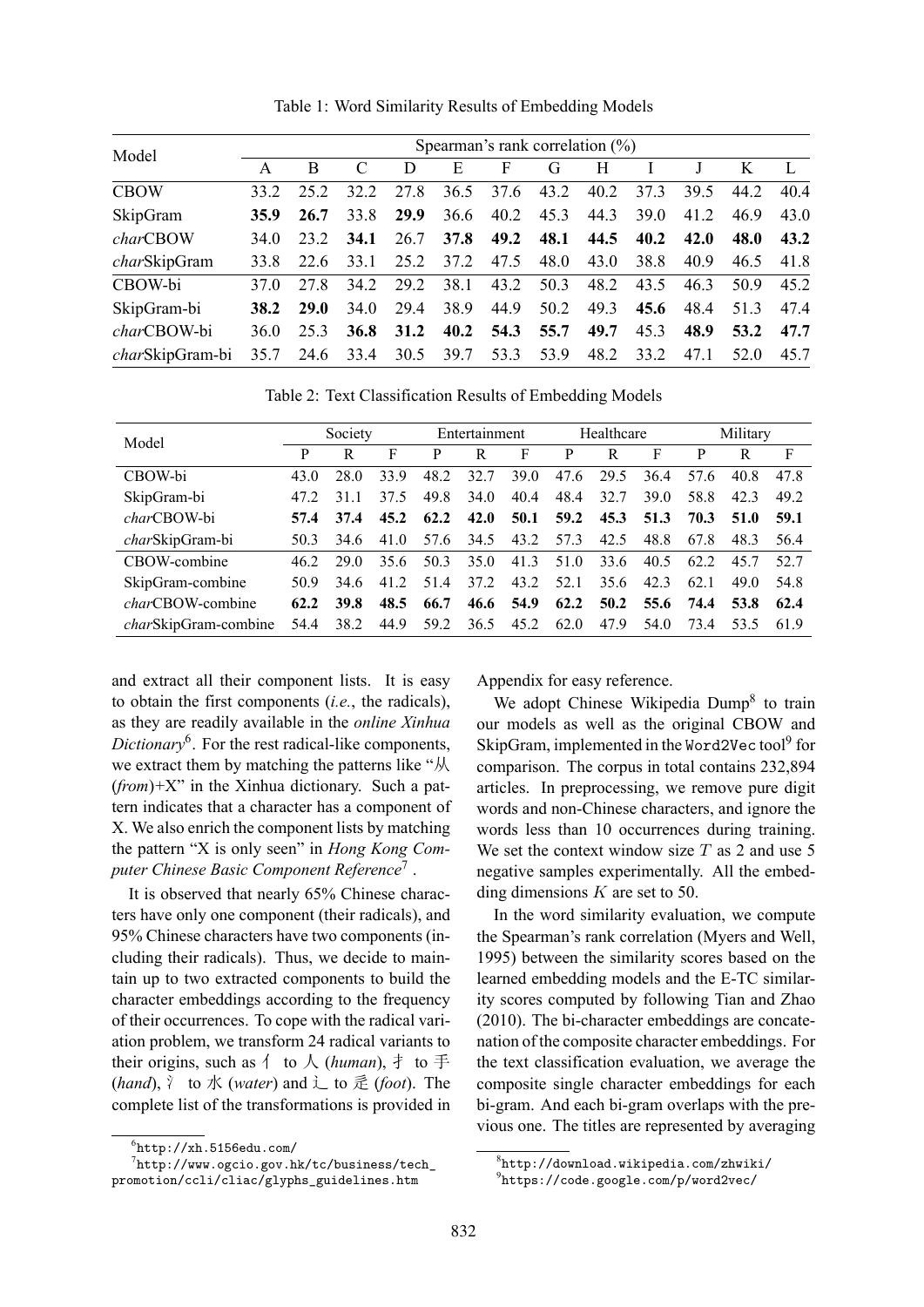Table 1: Word Similarity Results of Embedding Models

| Model | Spearman's rank correlation (%) | | | | | | | | | | | |
|---|---|---|---|---|---|---|---|---|---|---|---|---|
| | A | B | C | D | E | F | G | H | I | J | K | L |
| CBOW | 33.2 | 25.2 | 32.2 | 27.8 | 36.5 | 37.6 | 43.2 | 40.2 | 37.3 | 39.5 | 44.2 | 40.4 |
| SkipGram | **35.9** | **26.7** | 33.8 | **29.9** | 36.6 | 40.2 | 45.3 | 44.3 | 39.0 | 41.2 | 46.9 | 43.0 |
| *char*CBOW | 34.0 | 23.2 | **34.1** | 26.7 | **37.8** | **49.2** | **48.1** | **44.5** | **40.2** | **42.0** | **48.0** | **43.2** |
| *char*SkipGram | 33.8 | 22.6 | 33.1 | 25.2 | 37.2 | 47.5 | 48.0 | 43.0 | 38.8 | 40.9 | 46.5 | 41.8 |
| CBOW-bi | 37.0 | 27.8 | 34.2 | 29.2 | 38.1 | 43.2 | 50.3 | 48.2 | 43.5 | 46.3 | 50.9 | 45.2 |
| SkipGram-bi | **38.2** | **29.0** | 34.0 | 29.4 | 38.9 | 44.9 | 50.2 | 49.3 | **45.6** | 48.4 | 51.3 | 47.4 |
| *char*CBOW-bi | 36.0 | 25.3 | **36.8** | **31.2** | **40.2** | **54.3** | **55.7** | **49.7** | 45.3 | **48.9** | **53.2** | **47.7** |
| *char*SkipGram-bi | 35.7 | 24.6 | 33.4 | 30.5 | 39.7 | 53.3 | 53.9 | 48.2 | 33.2 | 47.1 | 52.0 | 45.7 |

Table 2: Text Classification Results of Embedding Models

| Model | Society | | | Entertainment | | | Healthcare | | | Military | | |
|---|---|---|---|---|---|---|---|---|---|---|---|---|
| | P | R | F | P | R | F | P | R | F | P | R | F |
| CBOW-bi | 43.0 | 28.0 | 33.9 | 48.2 | 32.7 | 39.0 | 47.6 | 29.5 | 36.4 | 57.6 | 40.8 | 47.8 |
| SkipGram-bi | 47.2 | 31.1 | 37.5 | 49.8 | 34.0 | 40.4 | 48.4 | 32.7 | 39.0 | 58.8 | 42.3 | 49.2 |
| *char*CBOW-bi | **57.4** | **37.4** | **45.2** | **62.2** | **42.0** | **50.1** | **59.2** | **45.3** | **51.3** | **70.3** | **51.0** | **59.1** |
| *char*SkipGram-bi | 50.3 | 34.6 | 41.0 | 57.6 | 34.5 | 43.2 | 57.3 | 42.5 | 48.8 | 67.8 | 48.3 | 56.4 |
| CBOW-combine | 46.2 | 29.0 | 35.6 | 50.3 | 35.0 | 41.3 | 51.0 | 33.6 | 40.5 | 62.2 | 45.7 | 52.7 |
| SkipGram-combine | 50.9 | 34.6 | 41.2 | 51.4 | 37.2 | 43.2 | 52.1 | 35.6 | 42.3 | 62.1 | 49.0 | 54.8 |
| *char*CBOW-combine | **62.2** | **39.8** | **48.5** | **66.7** | **46.6** | **54.9** | **62.2** | **50.2** | **55.6** | **74.4** | **53.8** | **62.4** |
| *char*SkipGram-combine | 54.4 | 38.2 | 44.9 | 59.2 | 36.5 | 45.2 | 62.0 | 47.9 | 54.0 | 73.4 | 53.5 | 61.9 |

and extract all their component lists. It is easy to obtain the first components (*i.e.*, the radicals), as they are readily available in the *online Xinhua Dictionary*[6]. For the rest radical-like components, we extract them by matching the patterns like "从 (*from*)+X" in the Xinhua dictionary. Such a pattern indicates that a character has a component of X. We also enrich the component lists by matching the pattern "X is only seen" in *Hong Kong Computer Chinese Basic Component Reference*[7].

It is observed that nearly 65% Chinese characters have only one component (their radicals), and 95% Chinese characters have two components (including their radicals). Thus, we decide to maintain up to two extracted components to build the character embeddings according to the frequency of their occurrences. To cope with the radical variation problem, we transform 24 radical variants to their origins, such as 亻 to 人 (*human*), 扌 to 手 (*hand*), 氵 to 水 (*water*) and 辶 to 辵 (*foot*). The complete list of the transformations is provided in Appendix for easy reference.

We adopt Chinese Wikipedia Dump[8] to train our models as well as the original CBOW and SkipGram, implemented in the `Word2Vec` tool[9] for comparison. The corpus in total contains 232,894 articles. In preprocessing, we remove pure digit words and non-Chinese characters, and ignore the words less than 10 occurrences during training. We set the context window size $T$ as 2 and use 5 negative samples experimentally. All the embedding dimensions $K$ are set to 50.

In the word similarity evaluation, we compute the Spearman's rank correlation (Myers and Well, 1995) between the similarity scores based on the learned embedding models and the E-TC similarity scores computed by following Tian and Zhao (2010). The bi-character embeddings are concatenation of the composite character embeddings. For the text classification evaluation, we average the composite single character embeddings for each bi-gram. And each bi-gram overlaps with the previous one. The titles are represented by averaging

[6] http://xh.5156edu.com/

[7] http://www.ogcio.gov.hk/tc/business/tech_promotion/ccli/cliac/glyphs_guidelines.htm

[8] http://download.wikipedia.com/zhwiki/

[9] https://code.google.com/p/word2vec/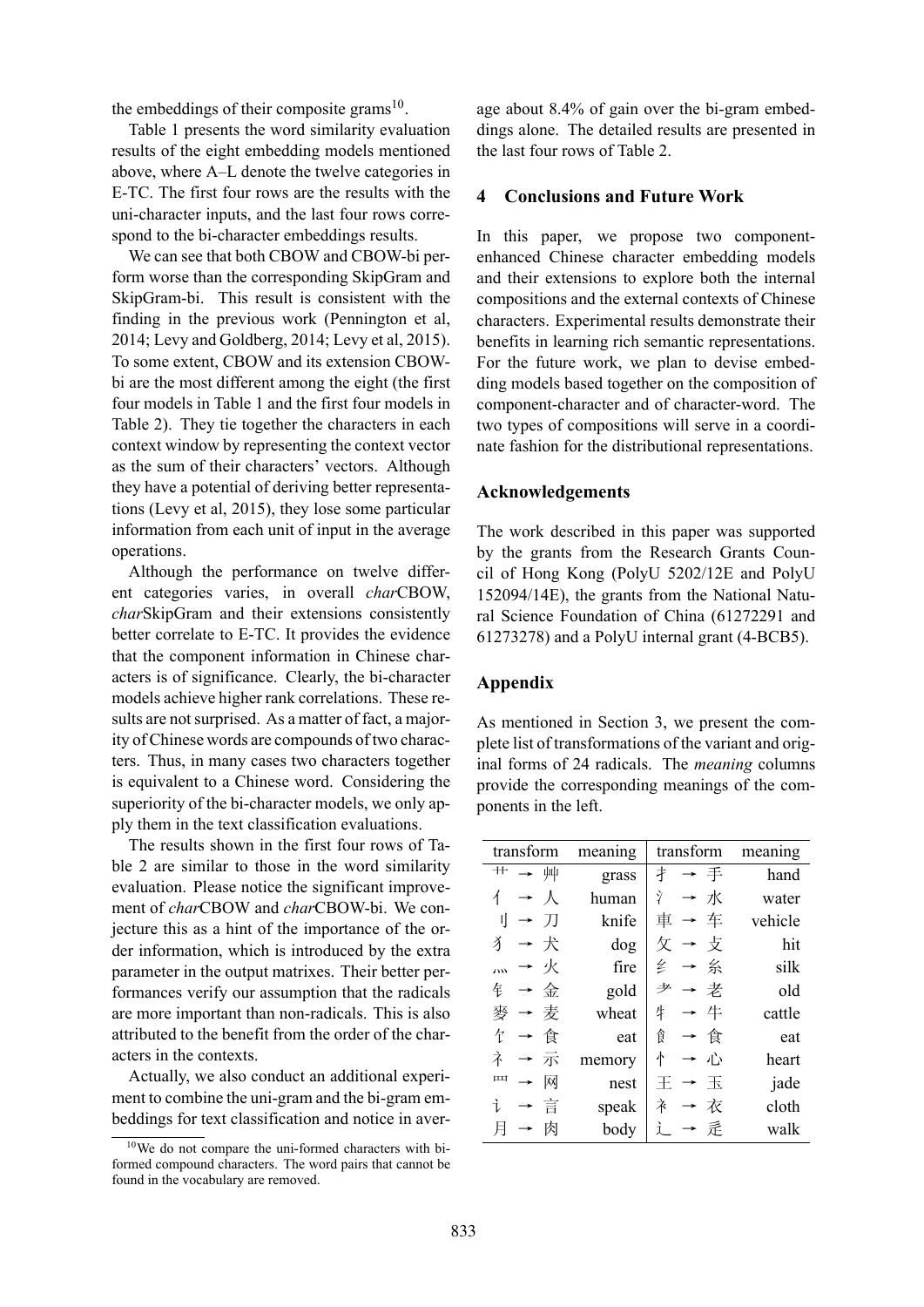the embeddings of their composite grams[10].

Table 1 presents the word similarity evaluation results of the eight embedding models mentioned above, where A–L denote the twelve categories in E-TC. The first four rows are the results with the uni-character inputs, and the last four rows correspond to the bi-character embeddings results.

We can see that both CBOW and CBOW-bi perform worse than the corresponding SkipGram and SkipGram-bi. This result is consistent with the finding in the previous work (Pennington et al, 2014; Levy and Goldberg, 2014; Levy et al, 2015). To some extent, CBOW and its extension CBOW-bi are the most different among the eight (the first four models in Table 1 and the first four models in Table 2). They tie together the characters in each context window by representing the context vector as the sum of their characters' vectors. Although they have a potential of deriving better representations (Levy et al, 2015), they lose some particular information from each unit of input in the average operations.

Although the performance on twelve different categories varies, in overall *char*CBOW, *char*SkipGram and their extensions consistently better correlate to E-TC. It provides the evidence that the component information in Chinese characters is of significance. Clearly, the bi-character models achieve higher rank correlations. These results are not surprised. As a matter of fact, a majority of Chinese words are compounds of two characters. Thus, in many cases two characters together is equivalent to a Chinese word. Considering the superiority of the bi-character models, we only apply them in the text classification evaluations.

The results shown in the first four rows of Table 2 are similar to those in the word similarity evaluation. Please notice the significant improvement of *char*CBOW and *char*CBOW-bi. We conjecture this as a hint of the importance of the order information, which is introduced by the extra parameter in the output matrixes. Their better performances verify our assumption that the radicals are more important than non-radicals. This is also attributed to the benefit from the order of the characters in the contexts.

Actually, we also conduct an additional experiment to combine the uni-gram and the bi-gram embeddings for text classification and notice in average about 8.4% of gain over the bi-gram embeddings alone. The detailed results are presented in the last four rows of Table 2.

[10] We do not compare the uni-formed characters with bi-formed compound characters. The word pairs that cannot be found in the vocabulary are removed.

## 4 Conclusions and Future Work

In this paper, we propose two component-enhanced Chinese character embedding models and their extensions to explore both the internal compositions and the external contexts of Chinese characters. Experimental results demonstrate their benefits in learning rich semantic representations. For the future work, we plan to devise embedding models based together on the composition of component-character and of character-word. The two types of compositions will serve in a coordinate fashion for the distributional representations.

## Acknowledgements

The work described in this paper was supported by the grants from the Research Grants Council of Hong Kong (PolyU 5202/12E and PolyU 152094/14E), the grants from the National Natural Science Foundation of China (61272291 and 61273278) and a PolyU internal grant (4-BCB5).

## Appendix

As mentioned in Section 3, we present the complete list of transformations of the variant and original forms of 24 radicals. The *meaning* columns provide the corresponding meanings of the components in the left.

| transform | meaning | transform | meaning |
|---|---|---|---|
| 艹 → 艸 | grass | 扌 → 手 | hand |
| 亻 → 人 | human | 氵 → 水 | water |
| 刂 → 刀 | knife | 車 → 车 | vehicle |
| 犭 → 犬 | dog | 攵 → 攴 | hit |
| 灬 → 火 | fire | 纟 → 糸 | silk |
| 钅 → 金 | gold | 耂 → 老 | old |
| 麥 → 麦 | wheat | 牜 → 牛 | cattle |
| 饣 → 食 | eat | 飠 → 食 | eat |
| 礻 → 示 | memory | 忄 → 心 | heart |
| 罒 → 网 | nest | 王 → 玉 | jade |
| 讠 → 言 | speak | 衤 → 衣 | cloth |
| 月 → 肉 | body | 辶 → 辵 | walk |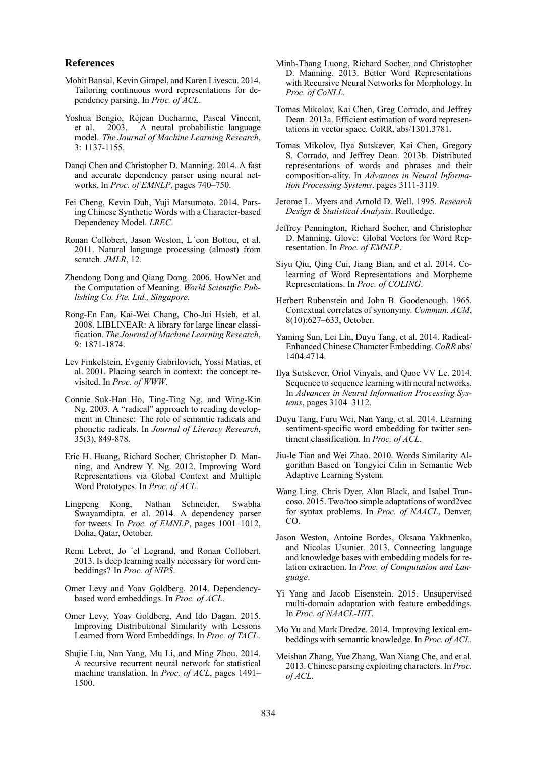## References

Mohit Bansal, Kevin Gimpel, and Karen Livescu. 2014. Tailoring continuous word representations for dependency parsing. In *Proc. of ACL*.

Yoshua Bengio, Réjean Ducharme, Pascal Vincent, et al. 2003. A neural probabilistic language model. *The Journal of Machine Learning Research*, 3: 1137-1155.

Danqi Chen and Christopher D. Manning. 2014. A fast and accurate dependency parser using neural networks. In *Proc. of EMNLP*, pages 740–750.

Fei Cheng, Kevin Duh, Yuji Matsumoto. 2014. Parsing Chinese Synthetic Words with a Character-based Dependency Model. *LREC*.

Ronan Collobert, Jason Weston, L´eon Bottou, et al. 2011. Natural language processing (almost) from scratch. *JMLR*, 12.

Zhendong Dong and Qiang Dong. 2006. HowNet and the Computation of Meaning. *World Scientific Publishing Co. Pte. Ltd., Singapore*.

Rong-En Fan, Kai-Wei Chang, Cho-Jui Hsieh, et al. 2008. LIBLINEAR: A library for large linear classification. *The Journal of Machine Learning Research*, 9: 1871-1874.

Lev Finkelstein, Evgeniy Gabrilovich, Yossi Matias, et al. 2001. Placing search in context: the concept revisited. In *Proc. of WWW*.

Connie Suk-Han Ho, Ting-Ting Ng, and Wing-Kin Ng. 2003. A "radical" approach to reading development in Chinese: The role of semantic radicals and phonetic radicals. In *Journal of Literacy Research*, 35(3), 849-878.

Eric H. Huang, Richard Socher, Christopher D. Manning, and Andrew Y. Ng. 2012. Improving Word Representations via Global Context and Multiple Word Prototypes. In *Proc. of ACL*.

Lingpeng Kong, Nathan Schneider, Swabha Swayamdipta, et al. 2014. A dependency parser for tweets. In *Proc. of EMNLP*, pages 1001–1012, Doha, Qatar, October.

Remi Lebret, Jo ´el Legrand, and Ronan Collobert. 2013. Is deep learning really necessary for word embeddings? In *Proc. of NIPS*.

Omer Levy and Yoav Goldberg. 2014. Dependency-based word embeddings. In *Proc. of ACL*.

Omer Levy, Yoav Goldberg, And Ido Dagan. 2015. Improving Distributional Similarity with Lessons Learned from Word Embeddings. In *Proc. of TACL*.

Shujie Liu, Nan Yang, Mu Li, and Ming Zhou. 2014. A recursive recurrent neural network for statistical machine translation. In *Proc. of ACL*, pages 1491–1500.

Minh-Thang Luong, Richard Socher, and Christopher D. Manning. 2013. Better Word Representations with Recursive Neural Networks for Morphology. In *Proc. of CoNLL*.

Tomas Mikolov, Kai Chen, Greg Corrado, and Jeffrey Dean. 2013a. Efficient estimation of word representations in vector space. CoRR, abs/1301.3781.

Tomas Mikolov, Ilya Sutskever, Kai Chen, Gregory S. Corrado, and Jeffrey Dean. 2013b. Distributed representations of words and phrases and their composition-ality. In *Advances in Neural Information Processing Systems*. pages 3111-3119.

Jerome L. Myers and Arnold D. Well. 1995. *Research Design & Statistical Analysis*. Routledge.

Jeffrey Pennington, Richard Socher, and Christopher D. Manning. Glove: Global Vectors for Word Representation. In *Proc. of EMNLP*.

Siyu Qiu, Qing Cui, Jiang Bian, and et al. 2014. Co-learning of Word Representations and Morpheme Representations. In *Proc. of COLING*.

Herbert Rubenstein and John B. Goodenough. 1965. Contextual correlates of synonymy. *Commun. ACM*, 8(10):627–633, October.

Yaming Sun, Lei Lin, Duyu Tang, et al. 2014. Radical-Enhanced Chinese Character Embedding. *CoRR* abs/ 1404.4714.

Ilya Sutskever, Oriol Vinyals, and Quoc VV Le. 2014. Sequence to sequence learning with neural networks. In *Advances in Neural Information Processing Systems*, pages 3104–3112.

Duyu Tang, Furu Wei, Nan Yang, et al. 2014. Learning sentiment-specific word embedding for twitter sentiment classification. In *Proc. of ACL*.

Jiu-le Tian and Wei Zhao. 2010. Words Similarity Algorithm Based on Tongyici Cilin in Semantic Web Adaptive Learning System.

Wang Ling, Chris Dyer, Alan Black, and Isabel Trancoso. 2015. Two/too simple adaptations of word2vec for syntax problems. In *Proc. of NAACL*, Denver, CO.

Jason Weston, Antoine Bordes, Oksana Yakhnenko, and Nicolas Usunier. 2013. Connecting language and knowledge bases with embedding models for relation extraction. In *Proc. of Computation and Language*.

Yi Yang and Jacob Eisenstein. 2015. Unsupervised multi-domain adaptation with feature embeddings. In *Proc. of NAACL-HIT*.

Mo Yu and Mark Dredze. 2014. Improving lexical embeddings with semantic knowledge. In *Proc. of ACL*.

Meishan Zhang, Yue Zhang, Wan Xiang Che, and et al. 2013. Chinese parsing exploiting characters. In *Proc. of ACL*.